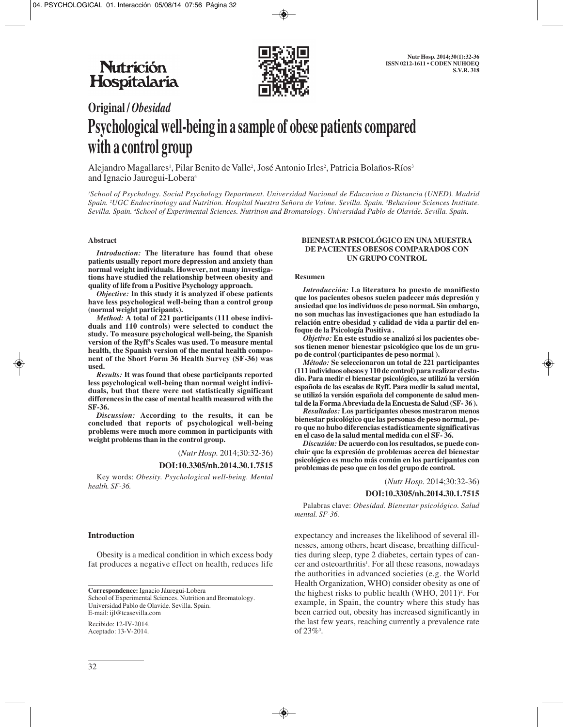# Original / *Obesidad*

# Psychological well-being in a sample of obese patients compared with a control group

Alejandro Magallares[1], Pilar Benito de Valle[2], José Antonio Irles[2], Patricia Bolaños-Ríos[3] and Ignacio Jauregui-Lobera[4]

[1]*School of Psychology. Social Psychology Department. Universidad Nacional de Educacion a Distancia (UNED). Madrid Spain.* [2]*UGC Endocrinology and Nutrition. Hospital Nuestra Señora de Valme. Sevilla. Spain.* [3]*Behaviour Sciences Institute. Sevilla. Spain.* [4]*School of Experimental Sciences. Nutrition and Bromatology. Universidad Pablo de Olavide. Sevilla. Spain.*

### Abstract

*Introduction:* **The literature has found that obese patients usually report more depression and anxiety than normal weight individuals. However, not many investigations have studied the relationship between obesity and quality of life from a Positive Psychology approach.**

*Objective:* **In this study it is analyzed if obese patients have less psychological well-being than a control group (normal weight participants).**

*Method:* **A total of 221 participants (111 obese individuals and 110 controls) were selected to conduct the study. To measure psychological well-being, the Spanish version of the Ryff's Scales was used. To measure mental health, the Spanish version of the mental health component of the Short Form 36 Health Survey (SF-36) was used.**

*Results:* **It was found that obese participants reported less psychological well-being than normal weight individuals, but that there were not statistically significant differences in the case of mental health measured with the SF-36.**

*Discussion:* **According to the results, it can be concluded that reports of psychological well-being problems were much more common in participants with weight problems than in the control group.**

(*Nutr Hosp.* 2014;30:32-36)

**DOI:10.3305/nh.2014.30.1.7515**

Key words: *Obesity. Psychological well-being. Mental health. SF-36.*

### BIENESTAR PSICOLÓGICO EN UNA MUESTRA DE PACIENTES OBESOS COMPARADOS CON UN GRUPO CONTROL

### Resumen

*Introducción:* **La literatura ha puesto de manifiesto que los pacientes obesos suelen padecer más depresión y ansiedad que los individuos de peso normal. Sin embargo, no son muchas las investigaciones que han estudiado la relación entre obesidad y calidad de vida a partir del enfoque de la Psicología Positiva .**

*Objetivo:* **En este estudio se analizó si los pacientes obesos tienen menor bienestar psicológico que los de un grupo de control (participantes de peso normal ).**

*Método:* **Se seleccionaron un total de 221 participantes (111 individuos obesos y 110 de control) para realizar el estudio. Para medir el bienestar psicológico, se utilizó la versión española de las escalas de Ryff. Para medir la salud mental, se utilizó la versión española del componente de salud mental de la Forma Abreviada de la Encuesta de Salud (SF- 36 ).**

*Resultados:* **Los participantes obesos mostraron menos bienestar psicológico que las personas de peso normal, pero que no hubo diferencias estadísticamente significativas en el caso de la salud mental medida con el SF- 36.**

*Discusión:* **De acuerdo con los resultados, se puede concluir que la expresión de problemas acerca del bienestar psicológico es mucho más común en los participantes con problemas de peso que en los del grupo de control.**

(*Nutr Hosp.* 2014;30:32-36)

**DOI:10.3305/nh.2014.30.1.7515**

Palabras clave: *Obesidad. Bienestar psicológico. Salud mental. SF-36.*

## Introduction

Obesity is a medical condition in which excess body fat produces a negative effect on health, reduces life expectancy and increases the likelihood of several illnesses, among others, heart disease, breathing difficulties during sleep, type 2 diabetes, certain types of cancer and osteoarthritis[1]. For all these reasons, nowadays the authorities in advanced societies (e.g. the World Health Organization, WHO) consider obesity as one of the highest risks to public health (WHO, 2011)[2]. For example, in Spain, the country where this study has been carried out, obesity has increased significantly in the last few years, reaching currently a prevalence rate of 23%[3].

**Correspondence:** Ignacio Jáuregui-Lobera
School of Experimental Sciences. Nutrition and Bromatology.
Universidad Pablo de Olavide. Sevilla. Spain.
E-mail: ijl@tcasevilla.com

Recibido: 12-IV-2014.
Aceptado: 13-V-2014.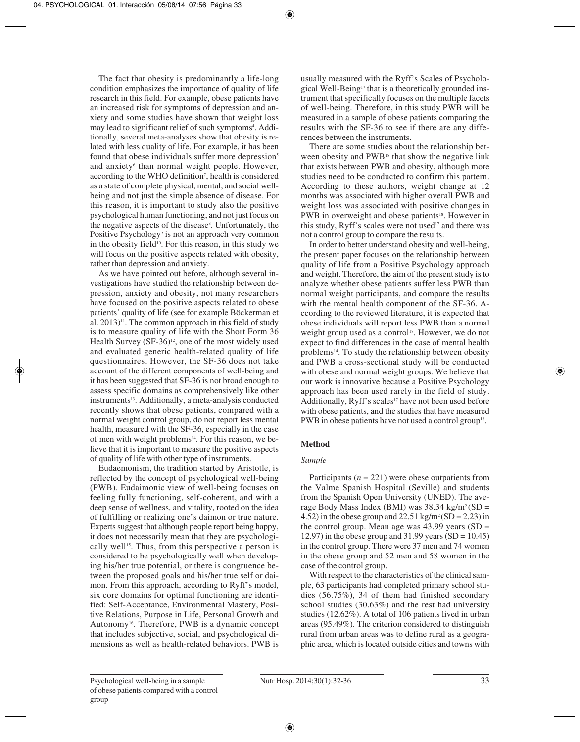The fact that obesity is predominantly a life-long condition emphasizes the importance of quality of life research in this field. For example, obese patients have an increased risk for symptoms of depression and anxiety and some studies have shown that weight loss may lead to significant relief of such symptoms[4]. Additionally, several meta-analyses show that obesity is related with less quality of life. For example, it has been found that obese individuals suffer more depression[5] and anxiety[6] than normal weight people. However, according to the WHO definition[7], health is considered as a state of complete physical, mental, and social well-being and not just the simple absence of disease. For this reason, it is important to study also the positive psychological human functioning, and not just focus on the negative aspects of the disease[8]. Unfortunately, the Positive Psychology[9] is not an approach very common in the obesity field[10]. For this reason, in this study we will focus on the positive aspects related with obesity, rather than depression and anxiety.

As we have pointed out before, although several investigations have studied the relationship between depression, anxiety and obesity, not many researchers have focused on the positive aspects related to obese patients' quality of life (see for example Böckerman et al. 2013)[11]. The common approach in this field of study is to measure quality of life with the Short Form 36 Health Survey (SF-36)[12], one of the most widely used and evaluated generic health-related quality of life questionnaires. However, the SF-36 does not take account of the different components of well-being and it has been suggested that SF-36 is not broad enough to assess specific domains as comprehensively like other instruments[13]. Additionally, a meta-analysis conducted recently shows that obese patients, compared with a normal weight control group, do not report less mental health, measured with the SF-36, especially in the case of men with weight problems[14]. For this reason, we believe that it is important to measure the positive aspects of quality of life with other type of instruments.

Eudaemonism, the tradition started by Aristotle, is reflected by the concept of psychological well-being (PWB). Eudaimonic view of well-being focuses on feeling fully functioning, self-coherent, and with a deep sense of wellness, and vitality, rooted on the idea of fulfilling or realizing one's daimon or true nature. Experts suggest that although people report being happy, it does not necessarily mean that they are psychologically well[15]. Thus, from this perspective a person is considered to be psychologically well when developing his/her true potential, or there is congruence between the proposed goals and his/her true self or daimon. From this approach, according to Ryff's model, six core domains for optimal functioning are identified: Self-Acceptance, Environmental Mastery, Positive Relations, Purpose in Life, Personal Growth and Autonomy[16]. Therefore, PWB is a dynamic concept that includes subjective, social, and psychological dimensions as well as health-related behaviors. PWB is usually measured with the Ryff's Scales of Psychological Well-Being[17] that is a theoretically grounded instrument that specifically focuses on the multiple facets of well-being. Therefore, in this study PWB will be measured in a sample of obese patients comparing the results with the SF-36 to see if there are any differences between the instruments.

There are some studies about the relationship between obesity and PWB[18] that show the negative link that exists between PWB and obesity, although more studies need to be conducted to confirm this pattern. According to these authors, weight change at 12 months was associated with higher overall PWB and weight loss was associated with positive changes in PWB in overweight and obese patients[18]. However in this study, Ryff's scales were not used[17] and there was not a control group to compare the results.

In order to better understand obesity and well-being, the present paper focuses on the relationship between quality of life from a Positive Psychology approach and weight. Therefore, the aim of the present study is to analyze whether obese patients suffer less PWB than normal weight participants, and compare the results with the mental health component of the SF-36. According to the reviewed literature, it is expected that obese individuals will report less PWB than a normal weight group used as a control[18]. However, we do not expect to find differences in the case of mental health problems[14]. To study the relationship between obesity and PWB a cross-sectional study will be conducted with obese and normal weight groups. We believe that our work is innovative because a Positive Psychology approach has been used rarely in the field of study. Additionally, Ryff's scales[17] have not been used before with obese patients, and the studies that have measured PWB in obese patients have not used a control group[18].

## Method

### *Sample*

Participants ($n = 221$) were obese outpatients from the Valme Spanish Hospital (Seville) and students from the Spanish Open University (UNED). The average Body Mass Index (BMI) was 38.34 kg/m$^2$ (SD = 4.52) in the obese group and 22.51 kg/m$^2$ (SD = 2.23) in the control group. Mean age was 43.99 years (SD = 12.97) in the obese group and 31.99 years (SD = 10.45) in the control group. There were 37 men and 74 women in the obese group and 52 men and 58 women in the case of the control group.

With respect to the characteristics of the clinical sample, 63 participants had completed primary school studies (56.75%), 34 of them had finished secondary school studies (30.63%) and the rest had university studies (12.62%). A total of 106 patients lived in urban areas (95.49%). The criterion considered to distinguish rural from urban areas was to define rural as a geographic area, which is located outside cities and towns with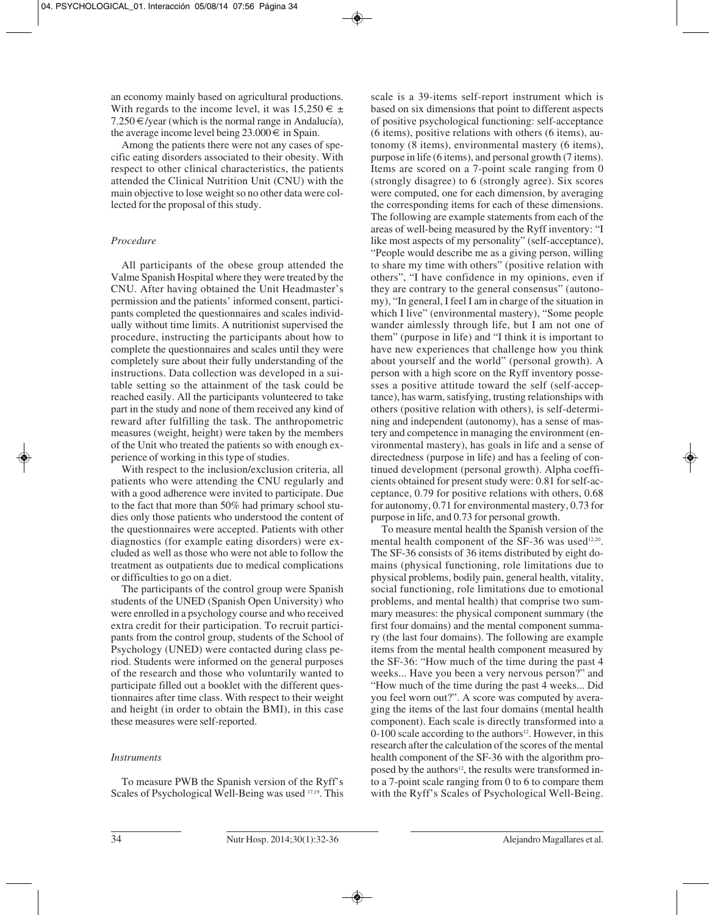an economy mainly based on agricultural productions. With regards to the income level, it was 15,250 € ± 7.250 €/year (which is the normal range in Andalucía), the average income level being 23.000 € in Spain.

Among the patients there were not any cases of specific eating disorders associated to their obesity. With respect to other clinical characteristics, the patients attended the Clinical Nutrition Unit (CNU) with the main objective to lose weight so no other data were collected for the proposal of this study.

### *Procedure*

All participants of the obese group attended the Valme Spanish Hospital where they were treated by the CNU. After having obtained the Unit Headmaster's permission and the patients' informed consent, participants completed the questionnaires and scales individually without time limits. A nutritionist supervised the procedure, instructing the participants about how to complete the questionnaires and scales until they were completely sure about their fully understanding of the instructions. Data collection was developed in a suitable setting so the attainment of the task could be reached easily. All the participants volunteered to take part in the study and none of them received any kind of reward after fulfilling the task. The anthropometric measures (weight, height) were taken by the members of the Unit who treated the patients so with enough experience of working in this type of studies.

With respect to the inclusion/exclusion criteria, all patients who were attending the CNU regularly and with a good adherence were invited to participate. Due to the fact that more than 50% had primary school studies only those patients who understood the content of the questionnaires were accepted. Patients with other diagnostics (for example eating disorders) were excluded as well as those who were not able to follow the treatment as outpatients due to medical complications or difficulties to go on a diet.

The participants of the control group were Spanish students of the UNED (Spanish Open University) who were enrolled in a psychology course and who received extra credit for their participation. To recruit participants from the control group, students of the School of Psychology (UNED) were contacted during class period. Students were informed on the general purposes of the research and those who voluntarily wanted to participate filled out a booklet with the different questionnaires after time class. With respect to their weight and height (in order to obtain the BMI), in this case these measures were self-reported.

### *Instruments*

To measure PWB the Spanish version of the Ryff's Scales of Psychological Well-Being was used [17,19]. This scale is a 39-items self-report instrument which is based on six dimensions that point to different aspects of positive psychological functioning: self-acceptance (6 items), positive relations with others (6 items), autonomy (8 items), environmental mastery (6 items), purpose in life (6 items), and personal growth (7 items). Items are scored on a 7-point scale ranging from 0 (strongly disagree) to 6 (strongly agree). Six scores were computed, one for each dimension, by averaging the corresponding items for each of these dimensions. The following are example statements from each of the areas of well-being measured by the Ryff inventory: "I like most aspects of my personality" (self-acceptance), "People would describe me as a giving person, willing to share my time with others" (positive relation with others", "I have confidence in my opinions, even if they are contrary to the general consensus" (autonomy), "In general, I feel I am in charge of the situation in which I live" (environmental mastery), "Some people wander aimlessly through life, but I am not one of them" (purpose in life) and "I think it is important to have new experiences that challenge how you think about yourself and the world" (personal growth). A person with a high score on the Ryff inventory possesses a positive attitude toward the self (self-acceptance), has warm, satisfying, trusting relationships with others (positive relation with others), is self-determining and independent (autonomy), has a sense of mastery and competence in managing the environment (environmental mastery), has goals in life and a sense of directedness (purpose in life) and has a feeling of continued development (personal growth). Alpha coefficients obtained for present study were: 0.81 for self-acceptance, 0.79 for positive relations with others, 0.68 for autonomy, 0.71 for environmental mastery, 0.73 for purpose in life, and 0.73 for personal growth.

To measure mental health the Spanish version of the mental health component of the SF-36 was used[12,20]. The SF-36 consists of 36 items distributed by eight domains (physical functioning, role limitations due to physical problems, bodily pain, general health, vitality, social functioning, role limitations due to emotional problems, and mental health) that comprise two summary measures: the physical component summary (the first four domains) and the mental component summary (the last four domains). The following are example items from the mental health component measured by the SF-36: "How much of the time during the past 4 weeks... Have you been a very nervous person?" and "How much of the time during the past 4 weeks... Did you feel worn out?". A score was computed by averaging the items of the last four domains (mental health component). Each scale is directly transformed into a 0-100 scale according to the authors[12]. However, in this research after the calculation of the scores of the mental health component of the SF-36 with the algorithm proposed by the authors[12], the results were transformed into a 7-point scale ranging from 0 to 6 to compare them with the Ryff's Scales of Psychological Well-Being.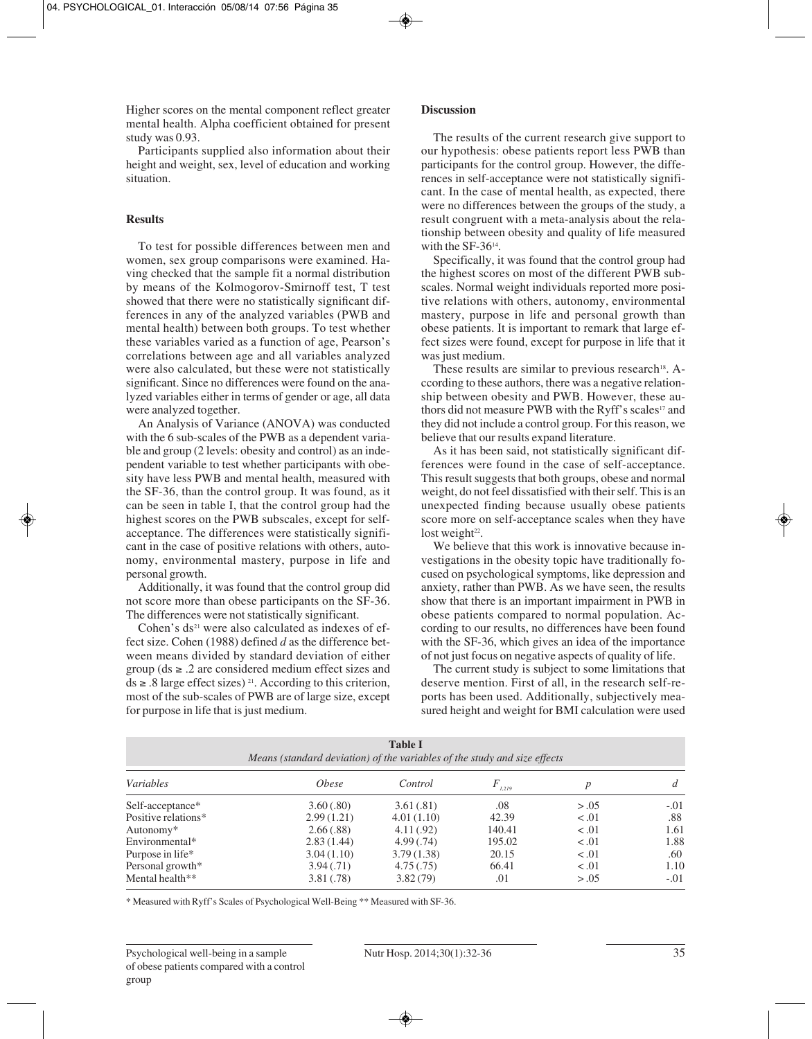Higher scores on the mental component reflect greater mental health. Alpha coefficient obtained for present study was 0.93.

Participants supplied also information about their height and weight, sex, level of education and working situation.

## Results

To test for possible differences between men and women, sex group comparisons were examined. Having checked that the sample fit a normal distribution by means of the Kolmogorov-Smirnoff test, T test showed that there were no statistically significant differences in any of the analyzed variables (PWB and mental health) between both groups. To test whether these variables varied as a function of age, Pearson's correlations between age and all variables analyzed were also calculated, but these were not statistically significant. Since no differences were found on the analyzed variables either in terms of gender or age, all data were analyzed together.

An Analysis of Variance (ANOVA) was conducted with the 6 sub-scales of the PWB as a dependent variable and group (2 levels: obesity and control) as an independent variable to test whether participants with obesity have less PWB and mental health, measured with the SF-36, than the control group. It was found, as it can be seen in table I, that the control group had the highest scores on the PWB subscales, except for self-acceptance. The differences were statistically significant in the case of positive relations with others, autonomy, environmental mastery, purpose in life and personal growth.

Additionally, it was found that the control group did not score more than obese participants on the SF-36. The differences were not statistically significant.

Cohen's ds[21] were also calculated as indexes of effect size. Cohen (1988) defined *d* as the difference between means divided by standard deviation of either group (ds ≥ .2 are considered medium effect sizes and ds ≥ .8 large effect sizes) [21]. According to this criterion, most of the sub-scales of PWB are of large size, except for purpose in life that is just medium.

## Discussion

The results of the current research give support to our hypothesis: obese patients report less PWB than participants for the control group. However, the differences in self-acceptance were not statistically significant. In the case of mental health, as expected, there were no differences between the groups of the study, a result congruent with a meta-analysis about the relationship between obesity and quality of life measured with the SF-36[14].

Specifically, it was found that the control group had the highest scores on most of the different PWB subscales. Normal weight individuals reported more positive relations with others, autonomy, environmental mastery, purpose in life and personal growth than obese patients. It is important to remark that large effect sizes were found, except for purpose in life that it was just medium.

These results are similar to previous research[18]. According to these authors, there was a negative relationship between obesity and PWB. However, these authors did not measure PWB with the Ryff's scales[17] and they did not include a control group. For this reason, we believe that our results expand literature.

As it has been said, not statistically significant differences were found in the case of self-acceptance. This result suggests that both groups, obese and normal weight, do not feel dissatisfied with their self. This is an unexpected finding because usually obese patients score more on self-acceptance scales when they have lost weight[22].

We believe that this work is innovative because investigations in the obesity topic have traditionally focused on psychological symptoms, like depression and anxiety, rather than PWB. As we have seen, the results show that there is an important impairment in PWB in obese patients compared to normal population. According to our results, no differences have been found with the SF-36, which gives an idea of the importance of not just focus on negative aspects of quality of life.

The current study is subject to some limitations that deserve mention. First of all, in the research self-reports has been used. Additionally, subjectively measured height and weight for BMI calculation were used

**Table I**
*Means (standard deviation) of the variables of the study and size effects*

| *Variables* | *Obese* | *Control* | $F_{1,219}$ | *p* | *d* |
|---|---|---|---|---|---|
| Self-acceptance* | 3.60 (.80) | 3.61 (.81) | .08 | > .05 | -.01 |
| Positive relations* | 2.99 (1.21) | 4.01 (1.10) | 42.39 | < .01 | .88 |
| Autonomy* | 2.66 (.88) | 4.11 (.92) | 140.41 | < .01 | 1.61 |
| Environmental* | 2.83 (1.44) | 4.99 (.74) | 195.02 | < .01 | 1.88 |
| Purpose in life* | 3.04 (1.10) | 3.79 (1.38) | 20.15 | < .01 | .60 |
| Personal growth* | 3.94 (.71) | 4.75 (.75) | 66.41 | < .01 | 1.10 |
| Mental health** | 3.81 (.78) | 3.82 (79) | .01 | > .05 | -.01 |

\* Measured with Ryff's Scales of Psychological Well-Being ** Measured with SF-36.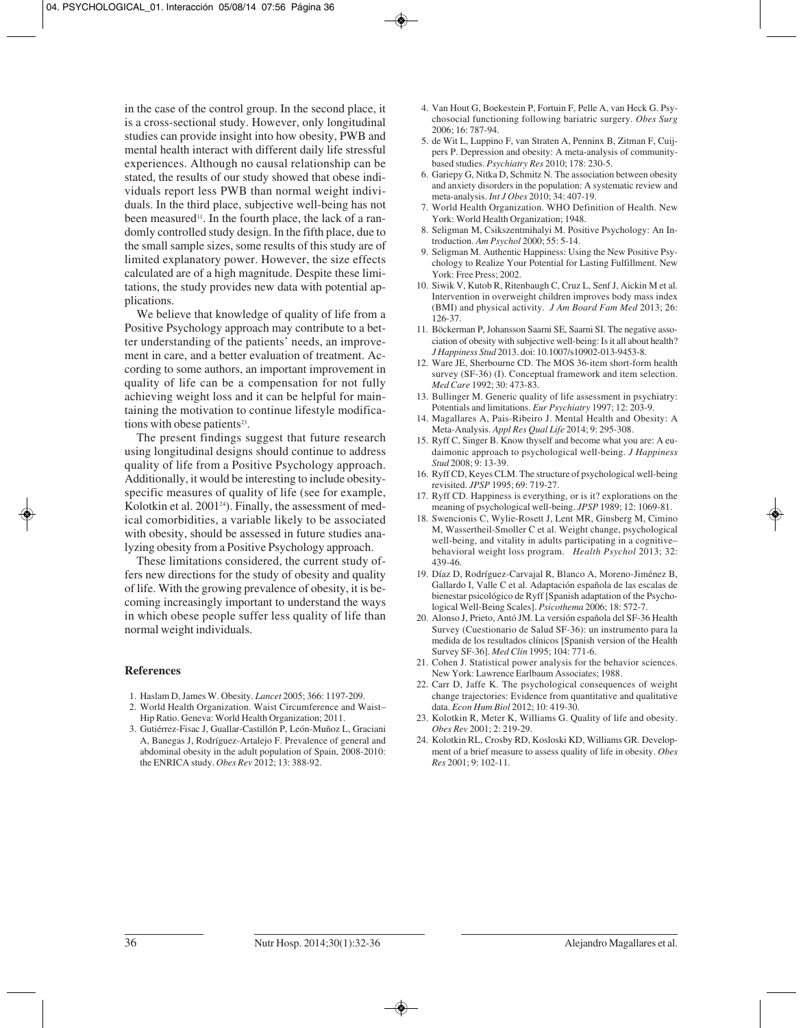in the case of the control group. In the second place, it is a cross-sectional study. However, only longitudinal studies can provide insight into how obesity, PWB and mental health interact with different daily life stressful experiences. Although no causal relationship can be stated, the results of our study showed that obese individuals report less PWB than normal weight individuals. In the third place, subjective well-being has not been measured[11]. In the fourth place, the lack of a randomly controlled study design. In the fifth place, due to the small sample sizes, some results of this study are of limited explanatory power. However, the size effects calculated are of a high magnitude. Despite these limitations, the study provides new data with potential applications.

We believe that knowledge of quality of life from a Positive Psychology approach may contribute to a better understanding of the patients' needs, an improvement in care, and a better evaluation of treatment. According to some authors, an important improvement in quality of life can be a compensation for not fully achieving weight loss and it can be helpful for maintaining the motivation to continue lifestyle modifications with obese patients[23].

The present findings suggest that future research using longitudinal designs should continue to address quality of life from a Positive Psychology approach. Additionally, it would be interesting to include obesity-specific measures of quality of life (see for example, Kolotkin et al. 2001[24]). Finally, the assessment of medical comorbidities, a variable likely to be associated with obesity, should be assessed in future studies analyzing obesity from a Positive Psychology approach.

These limitations considered, the current study offers new directions for the study of obesity and quality of life. With the growing prevalence of obesity, it is becoming increasingly important to understand the ways in which obese people suffer less quality of life than normal weight individuals.

## References

1. Haslam D, James W. Obesity. *Lancet* 2005; 366: 1197-209.
2. World Health Organization. Waist Circumference and Waist–Hip Ratio. Geneva: World Health Organization; 2011.
3. Gutiérrez-Fisac J, Guallar-Castillón P, León-Muñoz L, Graciani A, Banegas J, Rodríguez-Artalejo F. Prevalence of general and abdominal obesity in the adult population of Spain, 2008-2010: the ENRICA study. *Obes Rev* 2012; 13: 388-92.
4. Van Hout G, Boekestein P, Fortuin F, Pelle A, van Heck G. Psychosocial functioning following bariatric surgery. *Obes Surg* 2006; 16: 787-94.
5. de Wit L, Luppino F, van Straten A, Penninx B, Zitman F, Cuijpers P. Depression and obesity: A meta-analysis of community-based studies. *Psychiatry Res* 2010; 178: 230-5.
6. Gariepy G, Nitka D, Schmitz N. The association between obesity and anxiety disorders in the population: A systematic review and meta-analysis. *Int J Obes* 2010; 34: 407-19.
7. World Health Organization. WHO Definition of Health. New York: World Health Organization; 1948.
8. Seligman M, Csikszentmihalyi M. Positive Psychology: An Introduction. *Am Psychol* 2000; 55: 5-14.
9. Seligman M. Authentic Happiness: Using the New Positive Psychology to Realize Your Potential for Lasting Fulfillment. New York: Free Press; 2002.
10. Siwik V, Kutob R, Ritenbaugh C, Cruz L, Senf J, Aickin M et al. Intervention in overweight children improves body mass index (BMI) and physical activity. *J Am Board Fam Med* 2013; 26: 126-37.
11. Böckerman P, Johansson Saarni SE, Saarni SI. The negative association of obesity with subjective well-being: Is it all about health? *J Happiness Stud* 2013. doi: 10.1007/s10902-013-9453-8.
12. Ware JE, Sherbourne CD. The MOS 36-item short-form health survey (SF-36) (I). Conceptual framework and item selection. *Med Care* 1992; 30: 473-83.
13. Bullinger M. Generic quality of life assessment in psychiatry: Potentials and limitations. *Eur Psychiatry* 1997; 12: 203-9.
14. Magallares A, Pais-Ribeiro J. Mental Health and Obesity: A Meta-Analysis. *Appl Res Qual Life* 2014; 9: 295-308.
15. Ryff C, Singer B. Know thyself and become what you are: A eudaimonic approach to psychological well-being. *J Happiness Stud* 2008; 9: 13-39.
16. Ryff CD, Keyes CLM. The structure of psychological well-being revisited. *JPSP* 1995; 69: 719-27.
17. Ryff CD. Happiness is everything, or is it? explorations on the meaning of psychological well-being. *JPSP* 1989; 12: 1069-81.
18. Swencionis C, Wylie-Rosett J, Lent MR, Ginsberg M, Cimino M, Wassertheil-Smoller C et al. Weight change, psychological well-being, and vitality in adults participating in a cognitive–behavioral weight loss program. *Health Psychol* 2013; 32: 439-46.
19. Díaz D, Rodríguez-Carvajal R, Blanco A, Moreno-Jiménez B, Gallardo I, Valle C et al. Adaptación española de las escalas de bienestar psicológico de Ryff [Spanish adaptation of the Psychological Well-Being Scales]. *Psicothema* 2006; 18: 572-7.
20. Alonso J, Prieto, Antó JM. La versión española del SF-36 Health Survey (Cuestionario de Salud SF-36): un instrumento para la medida de los resultados clínicos [Spanish version of the Health Survey SF-36]. *Med Clin* 1995; 104: 771-6.
21. Cohen J. Statistical power analysis for the behavior sciences. New York: Lawrence Earlbaum Associates; 1988.
22. Carr D, Jaffe K. The psychological consequences of weight change trajectories: Evidence from quantitative and qualitative data. *Econ Hum Biol* 2012; 10: 419-30.
23. Kolotkin R, Meter K, Williams G. Quality of life and obesity. *Obes Rev* 2001; 2: 219-29.
24. Kolotkin RL, Crosby RD, Kosloski KD, Williams GR. Development of a brief measure to assess quality of life in obesity. *Obes Res* 2001; 9: 102-11.